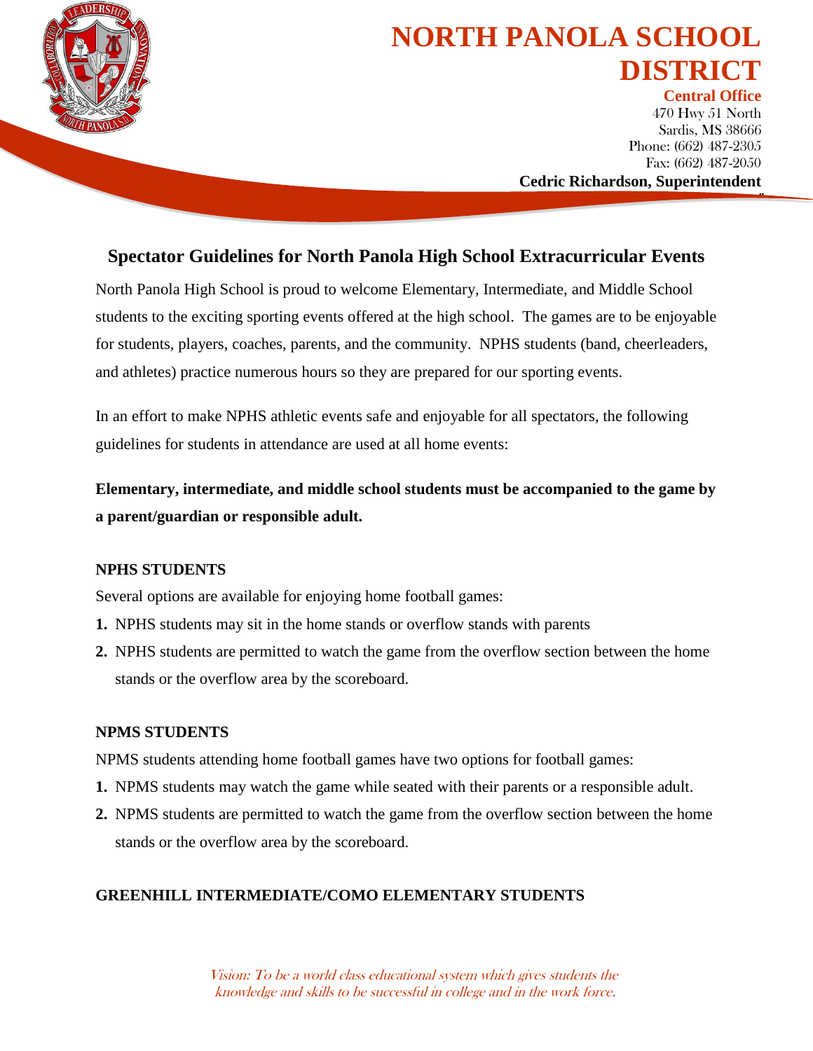# NORTH PANOLA SCHOOL DISTRICT

**Central Office**
470 Hwy 51 North
Sardis, MS 38666
Phone: (662) 487-2305
Fax: (662) 487-2050
**Cedric Richardson, Superintendent**

## Spectator Guidelines for North Panola High School Extracurricular Events

North Panola High School is proud to welcome Elementary, Intermediate, and Middle School students to the exciting sporting events offered at the high school. The games are to be enjoyable for students, players, coaches, parents, and the community. NPHS students (band, cheerleaders, and athletes) practice numerous hours so they are prepared for our sporting events.

In an effort to make NPHS athletic events safe and enjoyable for all spectators, the following guidelines for students in attendance are used at all home events:

**Elementary, intermediate, and middle school students must be accompanied to the game by a parent/guardian or responsible adult.**

### NPHS STUDENTS

Several options are available for enjoying home football games:

1. NPHS students may sit in the home stands or overflow stands with parents
2. NPHS students are permitted to watch the game from the overflow section between the home stands or the overflow area by the scoreboard.

### NPMS STUDENTS

NPMS students attending home football games have two options for football games:

1. NPMS students may watch the game while seated with their parents or a responsible adult.
2. NPMS students are permitted to watch the game from the overflow section between the home stands or the overflow area by the scoreboard.

### GREENHILL INTERMEDIATE/COMO ELEMENTARY STUDENTS

*Vision: To be a world class educational system which gives students the knowledge and skills to be successful in college and in the work force.*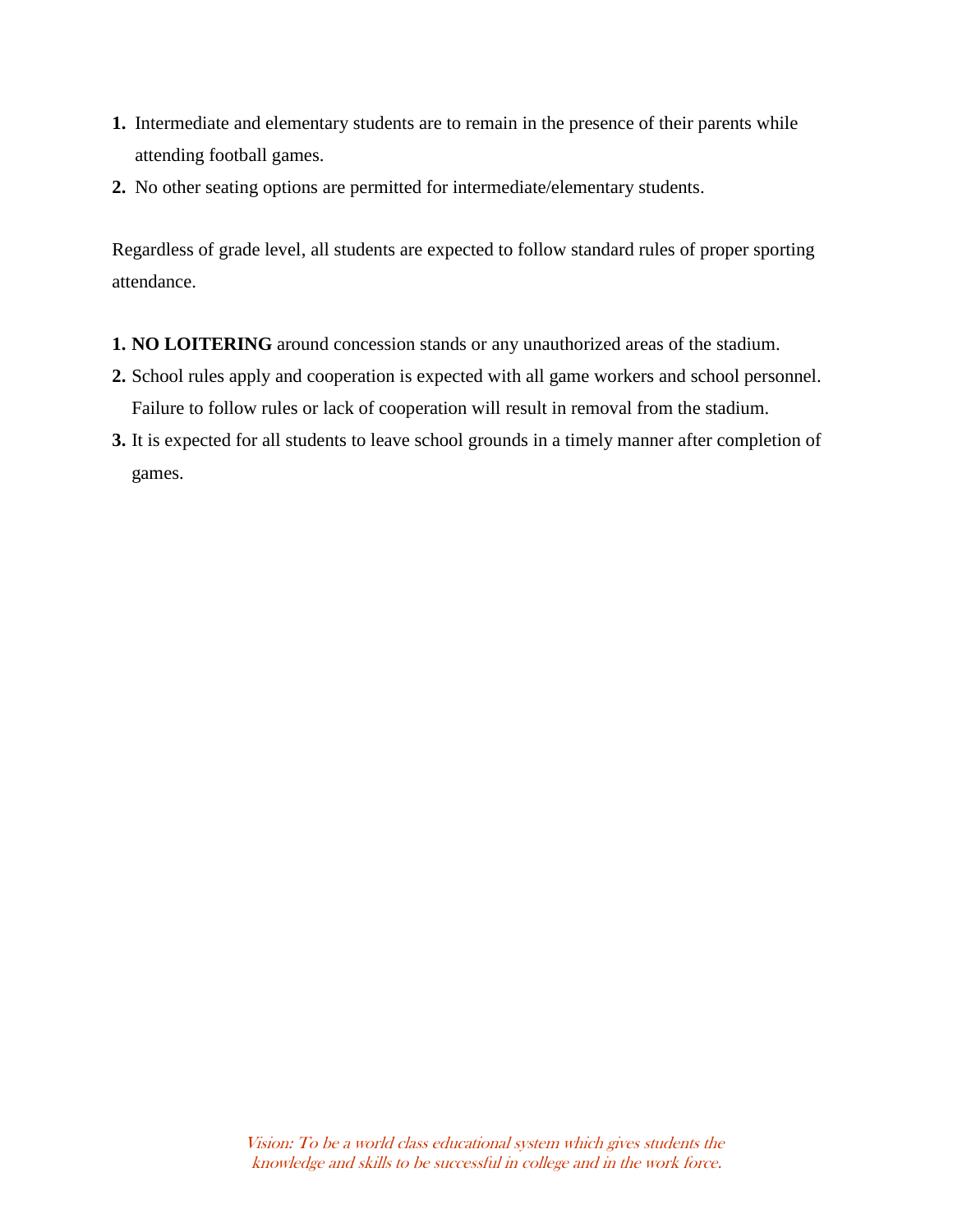1. Intermediate and elementary students are to remain in the presence of their parents while attending football games.
2. No other seating options are permitted for intermediate/elementary students.

Regardless of grade level, all students are expected to follow standard rules of proper sporting attendance.

1. **NO LOITERING** around concession stands or any unauthorized areas of the stadium.
2. School rules apply and cooperation is expected with all game workers and school personnel. Failure to follow rules or lack of cooperation will result in removal from the stadium.
3. It is expected for all students to leave school grounds in a timely manner after completion of games.

*Vision: To be a world class educational system which gives students the knowledge and skills to be successful in college and in the work force.*